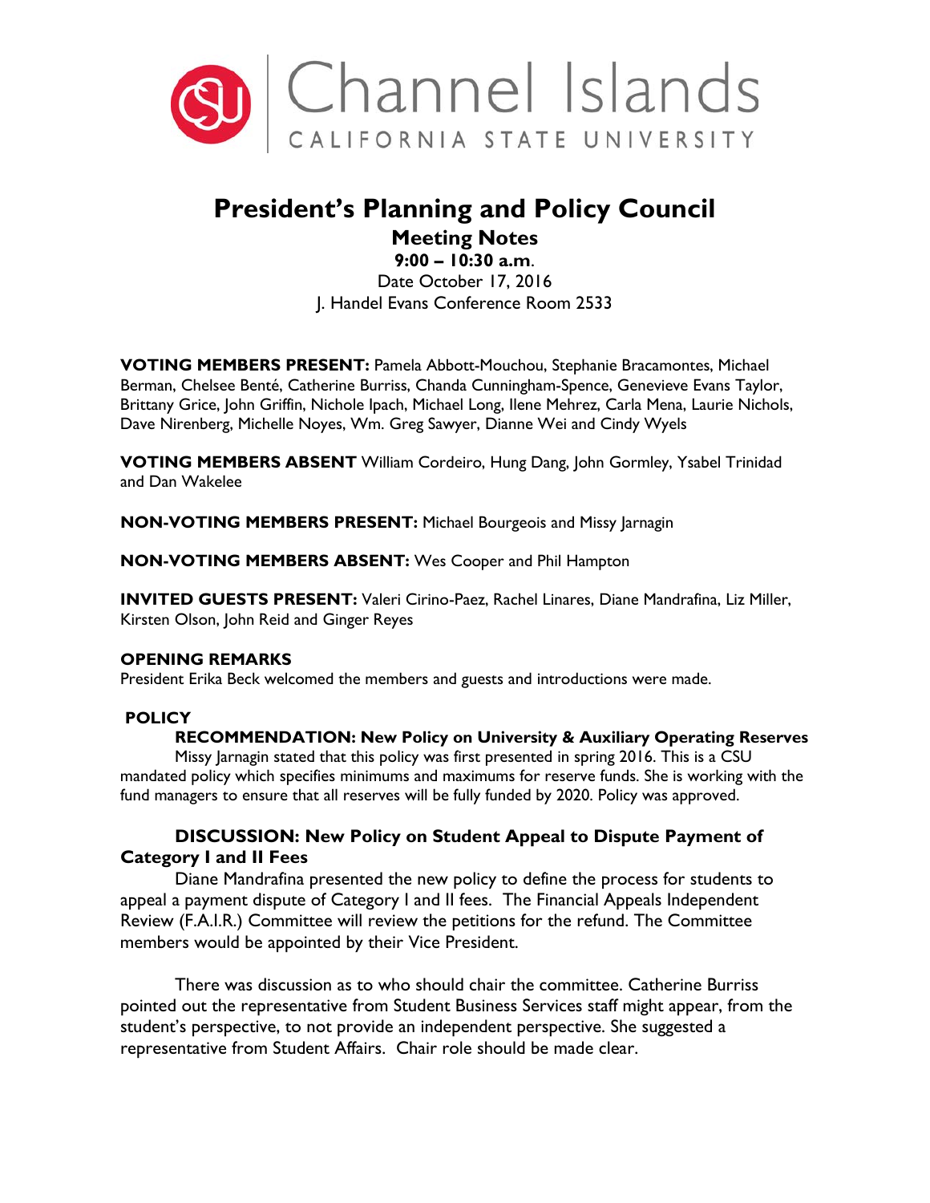Channel Islands
CALIFORNIA STATE UNIVERSITY

# President's Planning and Policy Council

## Meeting Notes

**9:00 – 10:30 a.m.**

Date October 17, 2016

J. Handel Evans Conference Room 2533

**VOTING MEMBERS PRESENT:** Pamela Abbott-Mouchou, Stephanie Bracamontes, Michael Berman, Chelsee Benté, Catherine Burriss, Chanda Cunningham-Spence, Genevieve Evans Taylor, Brittany Grice, John Griffin, Nichole Ipach, Michael Long, Ilene Mehrez, Carla Mena, Laurie Nichols, Dave Nirenberg, Michelle Noyes, Wm. Greg Sawyer, Dianne Wei and Cindy Wyels

**VOTING MEMBERS ABSENT** William Cordeiro, Hung Dang, John Gormley, Ysabel Trinidad and Dan Wakelee

**NON-VOTING MEMBERS PRESENT:** Michael Bourgeois and Missy Jarnagin

**NON-VOTING MEMBERS ABSENT:** Wes Cooper and Phil Hampton

**INVITED GUESTS PRESENT:** Valeri Cirino-Paez, Rachel Linares, Diane Mandrafina, Liz Miller, Kirsten Olson, John Reid and Ginger Reyes

### OPENING REMARKS

President Erika Beck welcomed the members and guests and introductions were made.

### POLICY

#### RECOMMENDATION: New Policy on University & Auxiliary Operating Reserves

Missy Jarnagin stated that this policy was first presented in spring 2016. This is a CSU mandated policy which specifies minimums and maximums for reserve funds. She is working with the fund managers to ensure that all reserves will be fully funded by 2020. Policy was approved.

#### DISCUSSION: New Policy on Student Appeal to Dispute Payment of Category I and II Fees

Diane Mandrafina presented the new policy to define the process for students to appeal a payment dispute of Category I and II fees. The Financial Appeals Independent Review (F.A.I.R.) Committee will review the petitions for the refund. The Committee members would be appointed by their Vice President.

There was discussion as to who should chair the committee. Catherine Burriss pointed out the representative from Student Business Services staff might appear, from the student's perspective, to not provide an independent perspective. She suggested a representative from Student Affairs. Chair role should be made clear.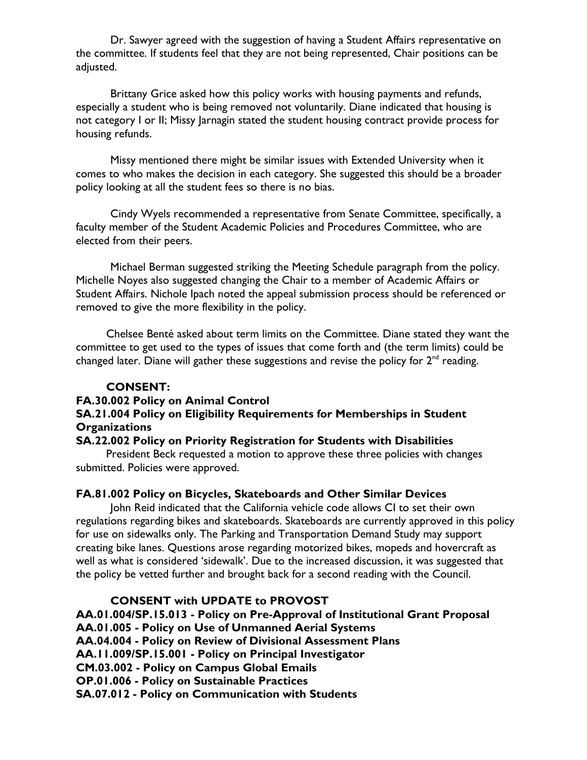Dr. Sawyer agreed with the suggestion of having a Student Affairs representative on the committee. If students feel that they are not being represented, Chair positions can be adjusted.

Brittany Grice asked how this policy works with housing payments and refunds, especially a student who is being removed not voluntarily. Diane indicated that housing is not category I or II; Missy Jarnagin stated the student housing contract provide process for housing refunds.

Missy mentioned there might be similar issues with Extended University when it comes to who makes the decision in each category. She suggested this should be a broader policy looking at all the student fees so there is no bias.

Cindy Wyels recommended a representative from Senate Committee, specifically, a faculty member of the Student Academic Policies and Procedures Committee, who are elected from their peers.

Michael Berman suggested striking the Meeting Schedule paragraph from the policy. Michelle Noyes also suggested changing the Chair to a member of Academic Affairs or Student Affairs. Nichole Ipach noted the appeal submission process should be referenced or removed to give the more flexibility in the policy.

Chelsee Benté asked about term limits on the Committee. Diane stated they want the committee to get used to the types of issues that come forth and (the term limits) could be changed later. Diane will gather these suggestions and revise the policy for 2nd reading.

**CONSENT:**

**FA.30.002 Policy on Animal Control**

**SA.21.004 Policy on Eligibility Requirements for Memberships in Student Organizations**

**SA.22.002 Policy on Priority Registration for Students with Disabilities**

President Beck requested a motion to approve these three policies with changes submitted. Policies were approved.

**FA.81.002 Policy on Bicycles, Skateboards and Other Similar Devices**

John Reid indicated that the California vehicle code allows CI to set their own regulations regarding bikes and skateboards. Skateboards are currently approved in this policy for use on sidewalks only. The Parking and Transportation Demand Study may support creating bike lanes. Questions arose regarding motorized bikes, mopeds and hovercraft as well as what is considered 'sidewalk'. Due to the increased discussion, it was suggested that the policy be vetted further and brought back for a second reading with the Council.

**CONSENT with UPDATE to PROVOST**

**AA.01.004/SP.15.013 - Policy on Pre-Approval of Institutional Grant Proposal**

**AA.01.005 - Policy on Use of Unmanned Aerial Systems**

**AA.04.004 - Policy on Review of Divisional Assessment Plans**

**AA.11.009/SP.15.001 - Policy on Principal Investigator**

**CM.03.002 - Policy on Campus Global Emails**

**OP.01.006 - Policy on Sustainable Practices**

**SA.07.012 - Policy on Communication with Students**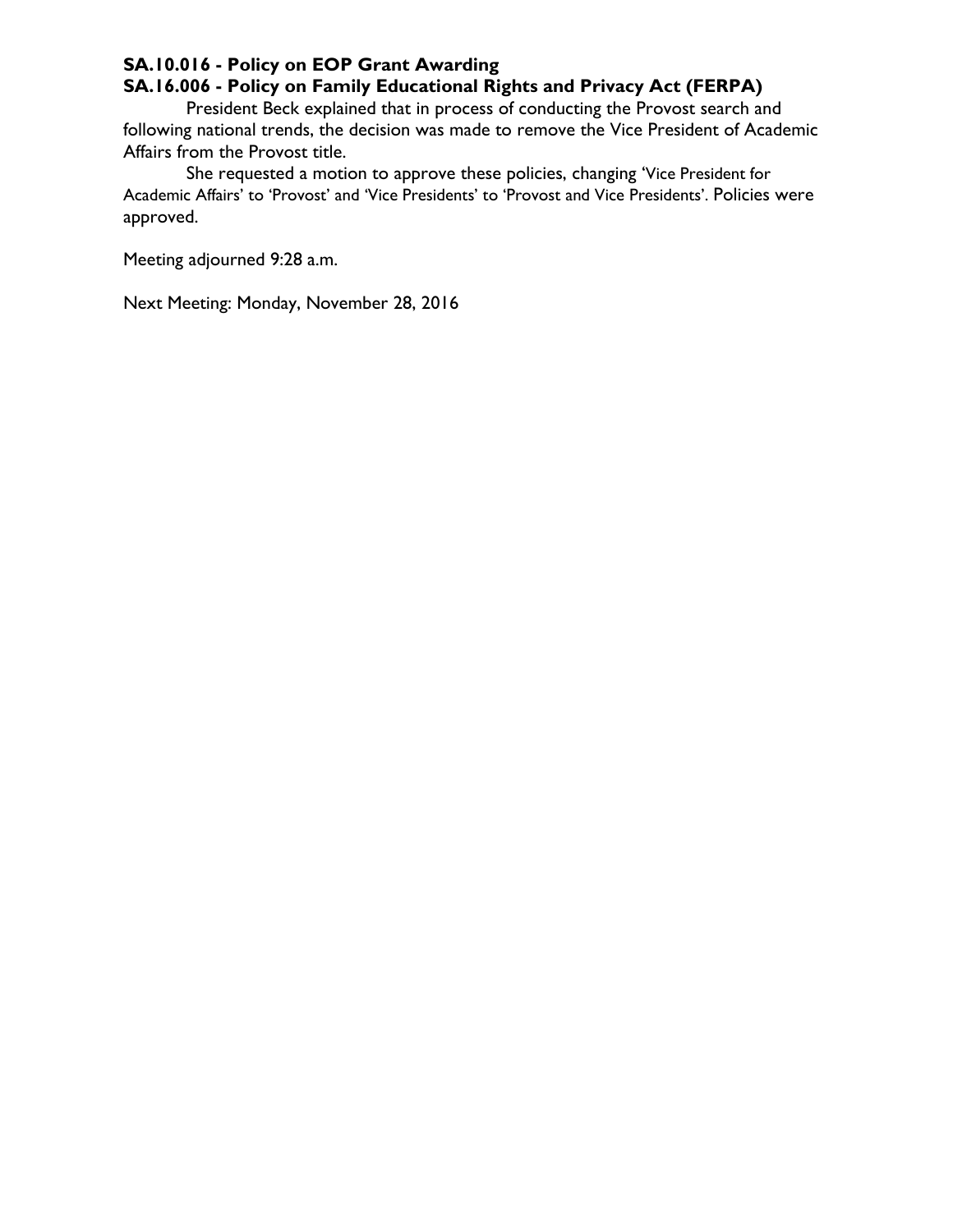**SA.10.016 - Policy on EOP Grant Awarding**

**SA.16.006 - Policy on Family Educational Rights and Privacy Act (FERPA)**

President Beck explained that in process of conducting the Provost search and following national trends, the decision was made to remove the Vice President of Academic Affairs from the Provost title.

She requested a motion to approve these policies, changing 'Vice President for Academic Affairs' to 'Provost' and 'Vice Presidents' to 'Provost and Vice Presidents'. Policies were approved.

Meeting adjourned 9:28 a.m.

Next Meeting: Monday, November 28, 2016